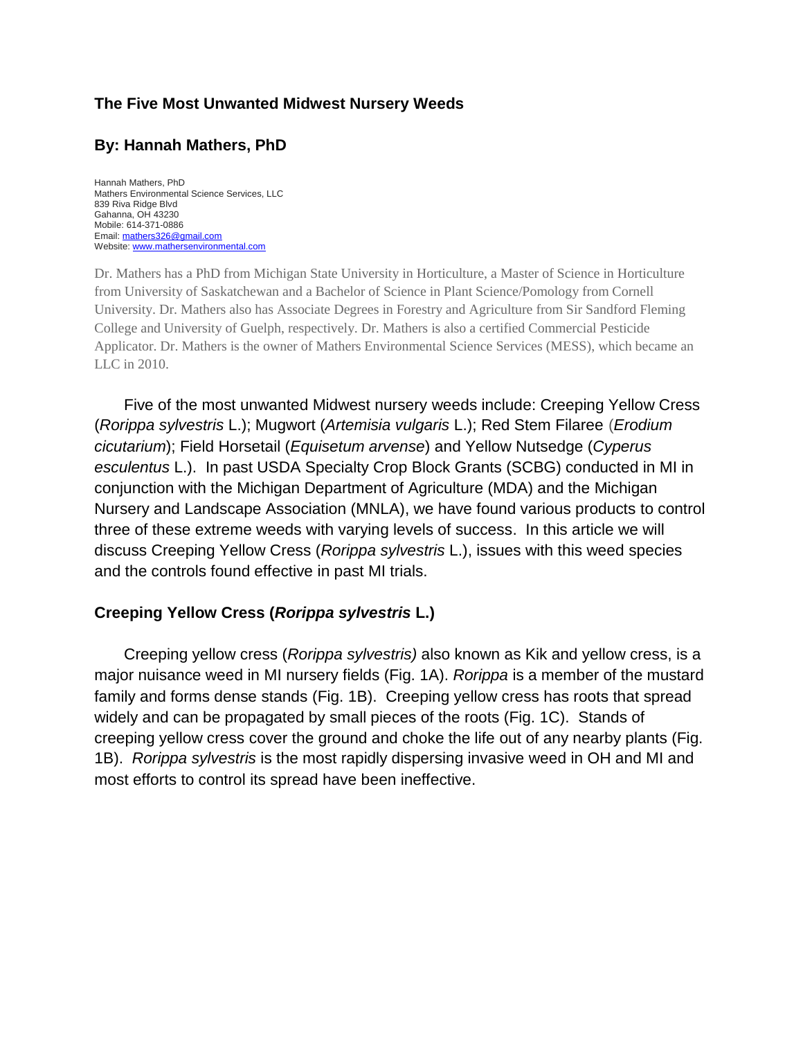# The Five Most Unwanted Midwest Nursery Weeds

## By: Hannah Mathers, PhD

Hannah Mathers, PhD
Mathers Environmental Science Services, LLC
839 Riva Ridge Blvd
Gahanna, OH 43230
Mobile: 614-371-0886
Email: mathers326@gmail.com
Website: www.mathersenvironmental.com

Dr. Mathers has a PhD from Michigan State University in Horticulture, a Master of Science in Horticulture from University of Saskatchewan and a Bachelor of Science in Plant Science/Pomology from Cornell University. Dr. Mathers also has Associate Degrees in Forestry and Agriculture from Sir Sandford Fleming College and University of Guelph, respectively. Dr. Mathers is also a certified Commercial Pesticide Applicator. Dr. Mathers is the owner of Mathers Environmental Science Services (MESS), which became an LLC in 2010.

Five of the most unwanted Midwest nursery weeds include: Creeping Yellow Cress (*Rorippa sylvestris* L.); Mugwort (*Artemisia vulgaris* L.); Red Stem Filaree (*Erodium cicutarium*); Field Horsetail (*Equisetum arvense*) and Yellow Nutsedge (*Cyperus esculentus* L.). In past USDA Specialty Crop Block Grants (SCBG) conducted in MI in conjunction with the Michigan Department of Agriculture (MDA) and the Michigan Nursery and Landscape Association (MNLA), we have found various products to control three of these extreme weeds with varying levels of success. In this article we will discuss Creeping Yellow Cress (*Rorippa sylvestris* L.), issues with this weed species and the controls found effective in past MI trials.

### Creeping Yellow Cress (*Rorippa sylvestris* L.)

Creeping yellow cress (*Rorippa sylvestris)* also known as Kik and yellow cress, is a major nuisance weed in MI nursery fields (Fig. 1A). *Rorippa* is a member of the mustard family and forms dense stands (Fig. 1B). Creeping yellow cress has roots that spread widely and can be propagated by small pieces of the roots (Fig. 1C). Stands of creeping yellow cress cover the ground and choke the life out of any nearby plants (Fig. 1B). *Rorippa sylvestris* is the most rapidly dispersing invasive weed in OH and MI and most efforts to control its spread have been ineffective.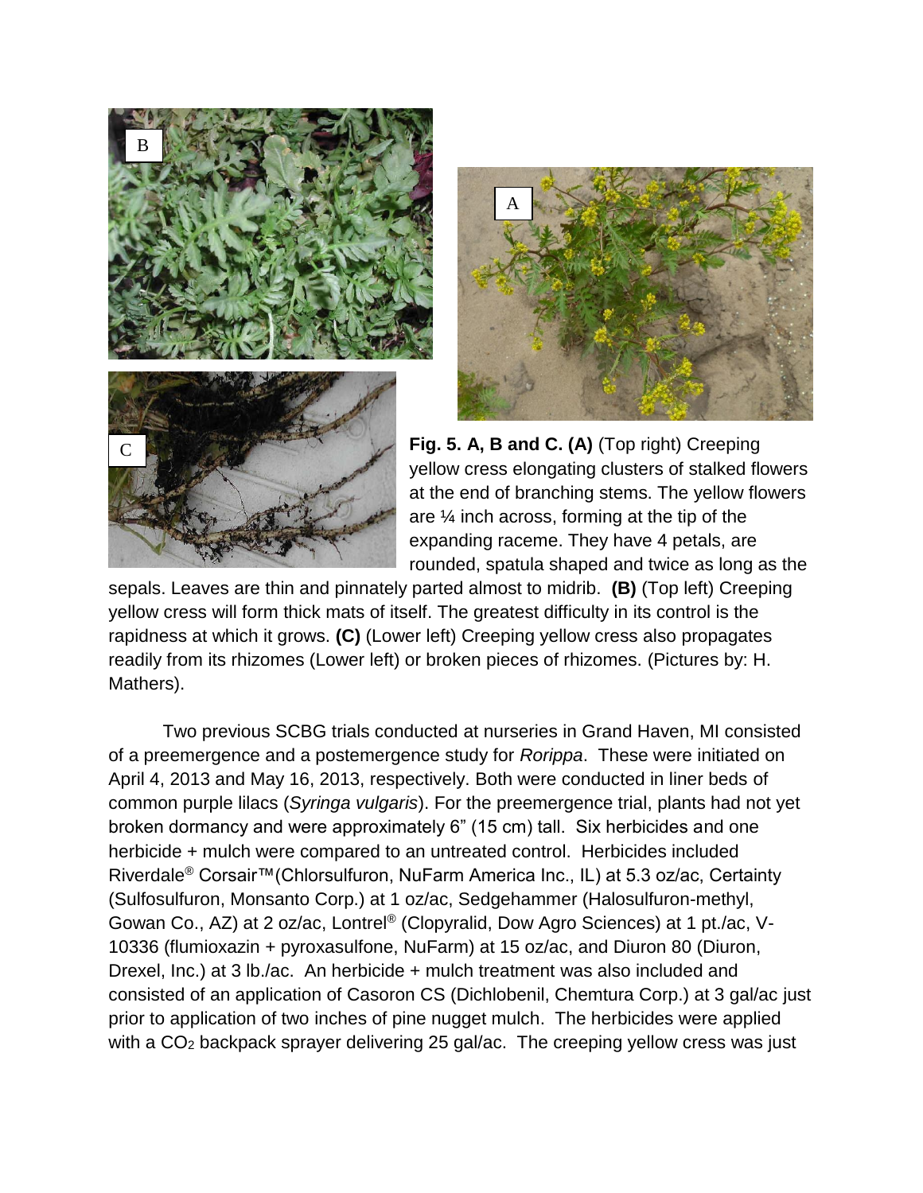**Fig. 5. A, B and C. (A)** (Top right) Creeping yellow cress elongating clusters of stalked flowers at the end of branching stems. The yellow flowers are ¼ inch across, forming at the tip of the expanding raceme. They have 4 petals, are rounded, spatula shaped and twice as long as the sepals. Leaves are thin and pinnately parted almost to midrib. **(B)** (Top left) Creeping yellow cress will form thick mats of itself. The greatest difficulty in its control is the rapidness at which it grows. **(C)** (Lower left) Creeping yellow cress also propagates readily from its rhizomes (Lower left) or broken pieces of rhizomes. (Pictures by: H. Mathers).

Two previous SCBG trials conducted at nurseries in Grand Haven, MI consisted of a preemergence and a postemergence study for *Rorippa*. These were initiated on April 4, 2013 and May 16, 2013, respectively. Both were conducted in liner beds of common purple lilacs (*Syringa vulgaris*). For the preemergence trial, plants had not yet broken dormancy and were approximately 6" (15 cm) tall. Six herbicides and one herbicide + mulch were compared to an untreated control. Herbicides included Riverdale® Corsair™ (Chlorsulfuron, NuFarm America Inc., IL) at 5.3 oz/ac, Certainty (Sulfosulfuron, Monsanto Corp.) at 1 oz/ac, Sedgehammer (Halosulfuron-methyl, Gowan Co., AZ) at 2 oz/ac, Lontrel® (Clopyralid, Dow Agro Sciences) at 1 pt./ac, V-10336 (flumioxazin + pyroxasulfone, NuFarm) at 15 oz/ac, and Diuron 80 (Diuron, Drexel, Inc.) at 3 lb./ac. An herbicide + mulch treatment was also included and consisted of an application of Casoron CS (Dichlobenil, Chemtura Corp.) at 3 gal/ac just prior to application of two inches of pine nugget mulch. The herbicides were applied with a $CO_2$ backpack sprayer delivering 25 gal/ac. The creeping yellow cress was just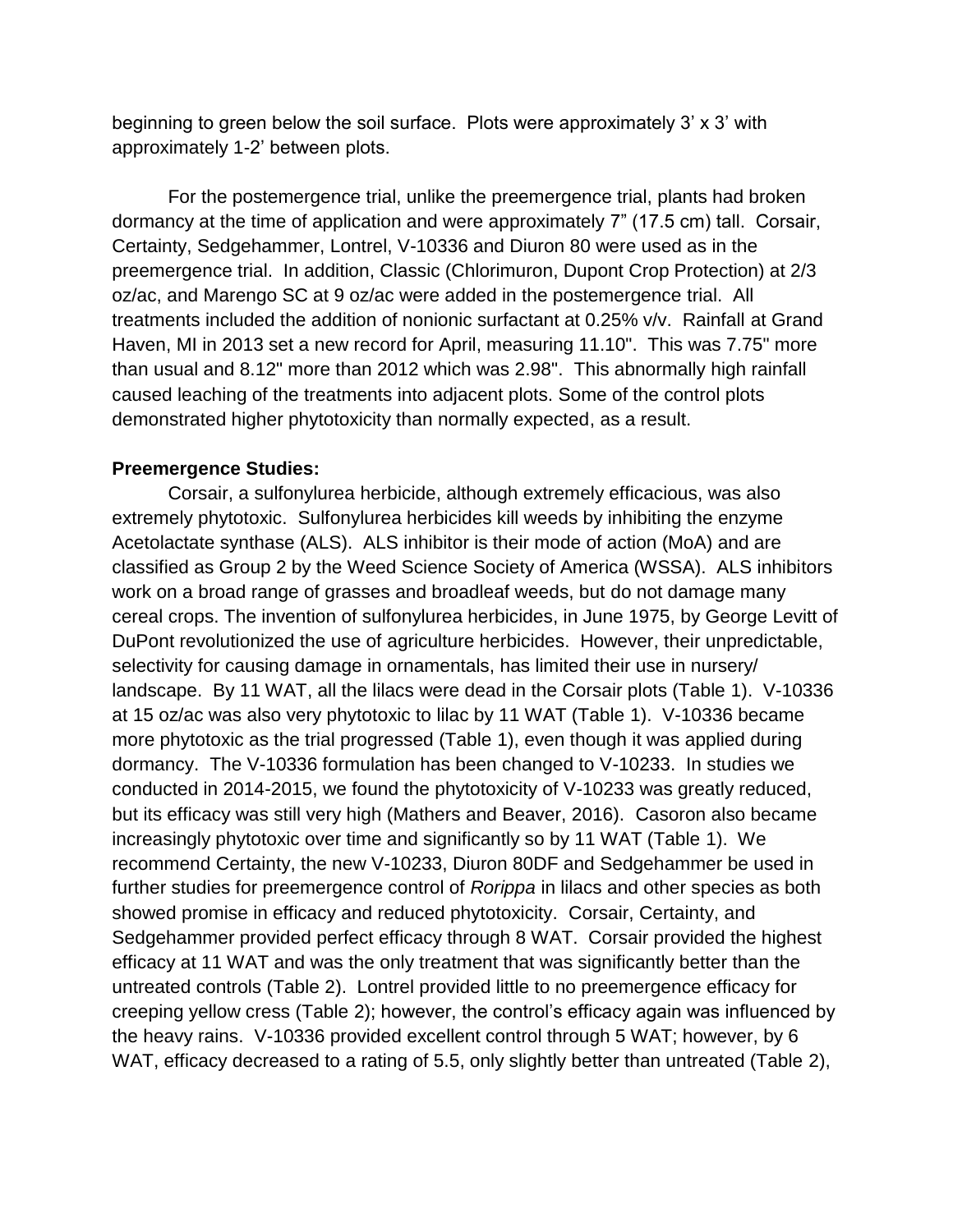beginning to green below the soil surface. Plots were approximately 3' x 3' with approximately 1-2' between plots.

For the postemergence trial, unlike the preemergence trial, plants had broken dormancy at the time of application and were approximately 7" (17.5 cm) tall. Corsair, Certainty, Sedgehammer, Lontrel, V-10336 and Diuron 80 were used as in the preemergence trial. In addition, Classic (Chlorimuron, Dupont Crop Protection) at 2/3 oz/ac, and Marengo SC at 9 oz/ac were added in the postemergence trial. All treatments included the addition of nonionic surfactant at 0.25% v/v. Rainfall at Grand Haven, MI in 2013 set a new record for April, measuring 11.10". This was 7.75" more than usual and 8.12" more than 2012 which was 2.98". This abnormally high rainfall caused leaching of the treatments into adjacent plots. Some of the control plots demonstrated higher phytotoxicity than normally expected, as a result.

**Preemergence Studies:**

Corsair, a sulfonylurea herbicide, although extremely efficacious, was also extremely phytotoxic. Sulfonylurea herbicides kill weeds by inhibiting the enzyme Acetolactate synthase (ALS). ALS inhibitor is their mode of action (MoA) and are classified as Group 2 by the Weed Science Society of America (WSSA). ALS inhibitors work on a broad range of grasses and broadleaf weeds, but do not damage many cereal crops. The invention of sulfonylurea herbicides, in June 1975, by George Levitt of DuPont revolutionized the use of agriculture herbicides. However, their unpredictable, selectivity for causing damage in ornamentals, has limited their use in nursery/ landscape. By 11 WAT, all the lilacs were dead in the Corsair plots (Table 1). V-10336 at 15 oz/ac was also very phytotoxic to lilac by 11 WAT (Table 1). V-10336 became more phytotoxic as the trial progressed (Table 1), even though it was applied during dormancy. The V-10336 formulation has been changed to V-10233. In studies we conducted in 2014-2015, we found the phytotoxicity of V-10233 was greatly reduced, but its efficacy was still very high (Mathers and Beaver, 2016). Casoron also became increasingly phytotoxic over time and significantly so by 11 WAT (Table 1). We recommend Certainty, the new V-10233, Diuron 80DF and Sedgehammer be used in further studies for preemergence control of *Rorippa* in lilacs and other species as both showed promise in efficacy and reduced phytotoxicity. Corsair, Certainty, and Sedgehammer provided perfect efficacy through 8 WAT. Corsair provided the highest efficacy at 11 WAT and was the only treatment that was significantly better than the untreated controls (Table 2). Lontrel provided little to no preemergence efficacy for creeping yellow cress (Table 2); however, the control's efficacy again was influenced by the heavy rains. V-10336 provided excellent control through 5 WAT; however, by 6 WAT, efficacy decreased to a rating of 5.5, only slightly better than untreated (Table 2),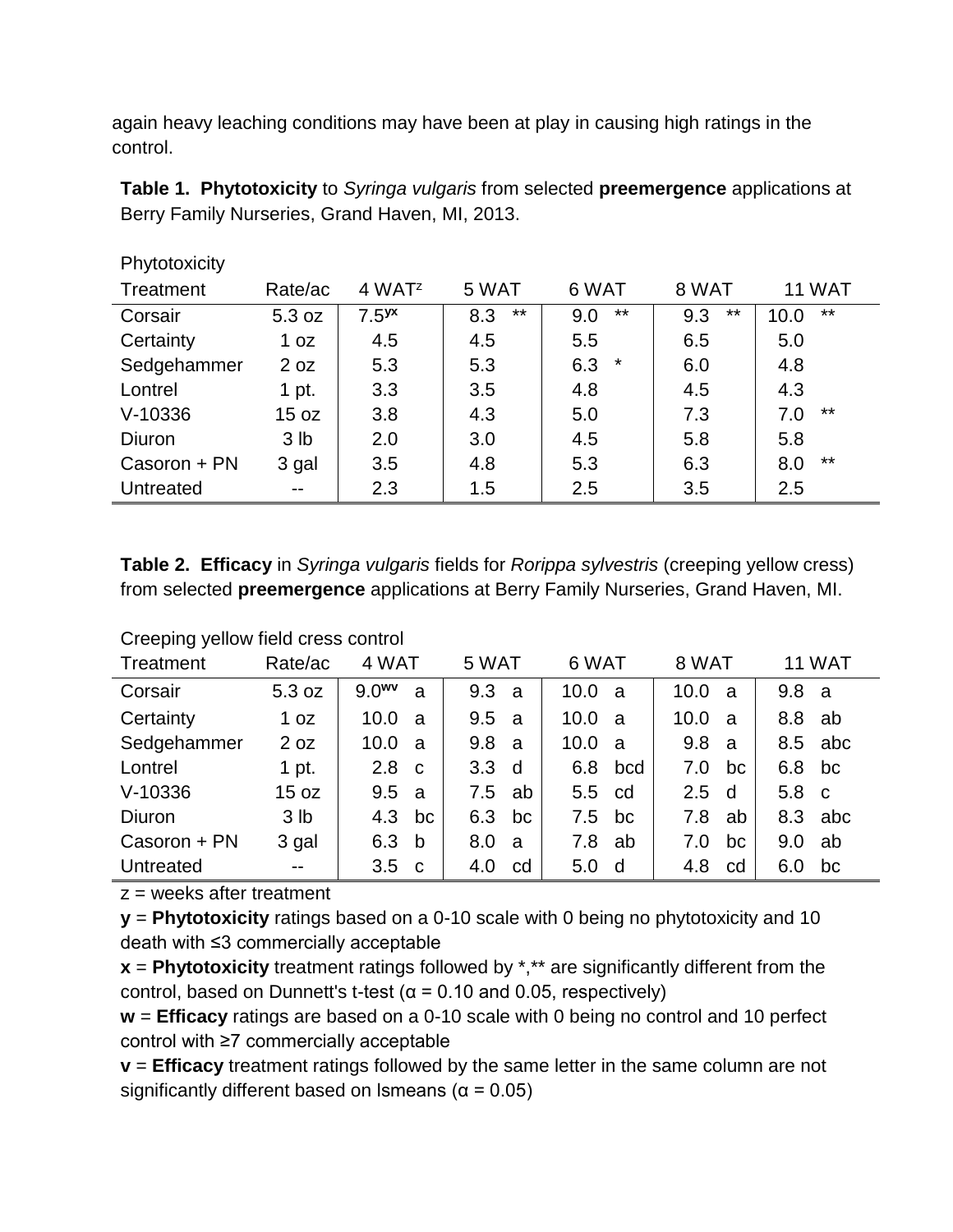again heavy leaching conditions may have been at play in causing high ratings in the control.

**Table 1. Phytotoxicity** to *Syringa vulgaris* from selected **preemergence** applications at Berry Family Nurseries, Grand Haven, MI, 2013.

| Phytotoxicity | | | | | | |
|---|---|---|---|---|---|---|
| Treatment | Rate/ac | 4 WAT[z] | 5 WAT | 6 WAT | 8 WAT | 11 WAT |
| Corsair | 5.3 oz | 7.5[yx] | 8.3 ** | 9.0 ** | 9.3 ** | 10.0 ** |
| Certainty | 1 oz | 4.5 | 4.5 | 5.5 | 6.5 | 5.0 |
| Sedgehammer | 2 oz | 5.3 | 5.3 | 6.3 * | 6.0 | 4.8 |
| Lontrel | 1 pt. | 3.3 | 3.5 | 4.8 | 4.5 | 4.3 |
| V-10336 | 15 oz | 3.8 | 4.3 | 5.0 | 7.3 | 7.0 ** |
| Diuron | 3 lb | 2.0 | 3.0 | 4.5 | 5.8 | 5.8 |
| Casoron + PN | 3 gal | 3.5 | 4.8 | 5.3 | 6.3 | 8.0 ** |
| Untreated | -- | 2.3 | 1.5 | 2.5 | 3.5 | 2.5 |

**Table 2. Efficacy** in *Syringa vulgaris* fields for *Rorippa sylvestris* (creeping yellow cress) from selected **preemergence** applications at Berry Family Nurseries, Grand Haven, MI.

| Creeping yellow field cress control | | | | | | |
|---|---|---|---|---|---|---|
| Treatment | Rate/ac | 4 WAT | 5 WAT | 6 WAT | 8 WAT | 11 WAT |
| Corsair | 5.3 oz | 9.0[wv] a | 9.3 a | 10.0 a | 10.0 a | 9.8 a |
| Certainty | 1 oz | 10.0 a | 9.5 a | 10.0 a | 10.0 a | 8.8 ab |
| Sedgehammer | 2 oz | 10.0 a | 9.8 a | 10.0 a | 9.8 a | 8.5 abc |
| Lontrel | 1 pt. | 2.8 c | 3.3 d | 6.8 bcd | 7.0 bc | 6.8 bc |
| V-10336 | 15 oz | 9.5 a | 7.5 ab | 5.5 cd | 2.5 d | 5.8 c |
| Diuron | 3 lb | 4.3 bc | 6.3 bc | 7.5 bc | 7.8 ab | 8.3 abc |
| Casoron + PN | 3 gal | 6.3 b | 8.0 a | 7.8 ab | 7.0 bc | 9.0 ab |
| Untreated | -- | 3.5 c | 4.0 cd | 5.0 d | 4.8 cd | 6.0 bc |

z = weeks after treatment

**y** = **Phytotoxicity** ratings based on a 0-10 scale with 0 being no phytotoxicity and 10 death with ≤3 commercially acceptable

**x** = **Phytotoxicity** treatment ratings followed by *,** are significantly different from the control, based on Dunnett's t-test ($\alpha = 0.10$ and $0.05$, respectively)

**w** = **Efficacy** ratings are based on a 0-10 scale with 0 being no control and 10 perfect control with ≥7 commercially acceptable

**v** = **Efficacy** treatment ratings followed by the same letter in the same column are not significantly different based on lsmeans ($\alpha = 0.05$)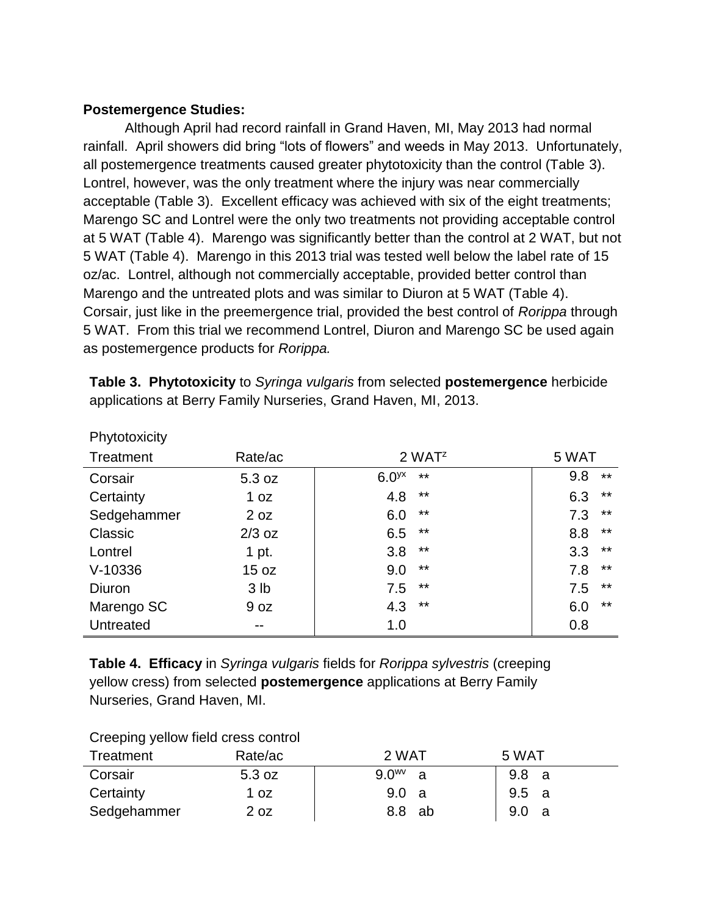**Postemergence Studies:**

Although April had record rainfall in Grand Haven, MI, May 2013 had normal rainfall. April showers did bring "lots of flowers" and weeds in May 2013. Unfortunately, all postemergence treatments caused greater phytotoxicity than the control (Table 3). Lontrel, however, was the only treatment where the injury was near commercially acceptable (Table 3). Excellent efficacy was achieved with six of the eight treatments; Marengo SC and Lontrel were the only two treatments not providing acceptable control at 5 WAT (Table 4). Marengo was significantly better than the control at 2 WAT, but not 5 WAT (Table 4). Marengo in this 2013 trial was tested well below the label rate of 15 oz/ac. Lontrel, although not commercially acceptable, provided better control than Marengo and the untreated plots and was similar to Diuron at 5 WAT (Table 4). Corsair, just like in the preemergence trial, provided the best control of *Rorippa* through 5 WAT. From this trial we recommend Lontrel, Diuron and Marengo SC be used again as postemergence products for *Rorippa.*

**Table 3. Phytotoxicity** to *Syringa vulgaris* from selected **postemergence** herbicide applications at Berry Family Nurseries, Grand Haven, MI, 2013.

| Phytotoxicity | | | |
|---|---|---|---|
| Treatment | Rate/ac | 2 WAT[z] | 5 WAT |
| Corsair | 5.3 oz | 6.0[yx] ** | 9.8 ** |
| Certainty | 1 oz | 4.8 ** | 6.3 ** |
| Sedgehammer | 2 oz | 6.0 ** | 7.3 ** |
| Classic | 2/3 oz | 6.5 ** | 8.8 ** |
| Lontrel | 1 pt. | 3.8 ** | 3.3 ** |
| V-10336 | 15 oz | 9.0 ** | 7.8 ** |
| Diuron | 3 lb | 7.5 ** | 7.5 ** |
| Marengo SC | 9 oz | 4.3 ** | 6.0 ** |
| Untreated | -- | 1.0 | 0.8 |

**Table 4. Efficacy** in *Syringa vulgaris* fields for *Rorippa sylvestris* (creeping yellow cress) from selected **postemergence** applications at Berry Family Nurseries, Grand Haven, MI.

| Creeping yellow field cress control | | | |
|---|---|---|---|
| Treatment | Rate/ac | 2 WAT | 5 WAT |
| Corsair | 5.3 oz | 9.0[wv] a | 9.8 a |
| Certainty | 1 oz | 9.0 a | 9.5 a |
| Sedgehammer | 2 oz | 8.8 ab | 9.0 a |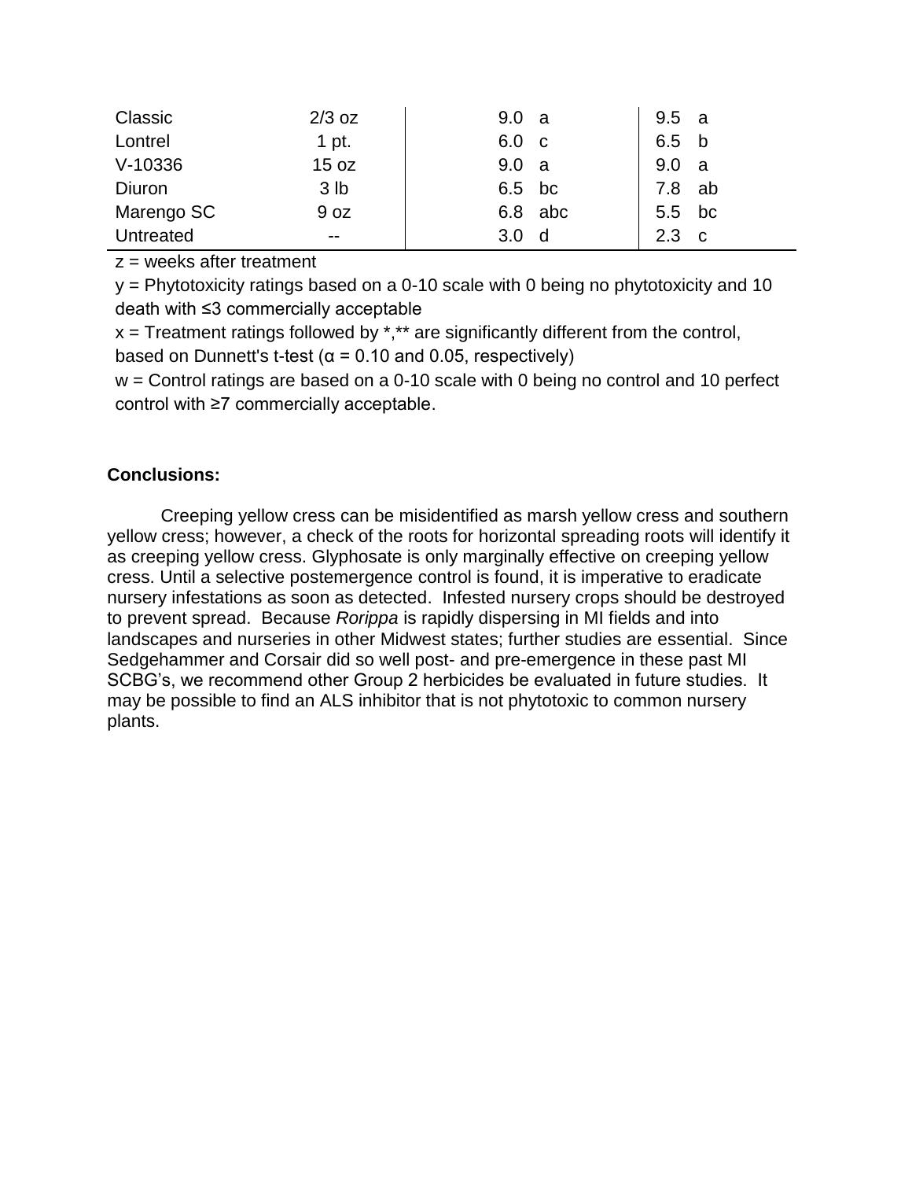| | | | |
|---|---|---|---|
| Classic | 2/3 oz | 9.0 a | 9.5 a |
| Lontrel | 1 pt. | 6.0 c | 6.5 b |
| V-10336 | 15 oz | 9.0 a | 9.0 a |
| Diuron | 3 lb | 6.5 bc | 7.8 ab |
| Marengo SC | 9 oz | 6.8 abc | 5.5 bc |
| Untreated | -- | 3.0 d | 2.3 c |

z = weeks after treatment

y = Phytotoxicity ratings based on a 0-10 scale with 0 being no phytotoxicity and 10 death with ≤3 commercially acceptable

x = Treatment ratings followed by *,** are significantly different from the control, based on Dunnett's t-test ($\alpha = 0.10$ and 0.05, respectively)

w = Control ratings are based on a 0-10 scale with 0 being no control and 10 perfect control with ≥7 commercially acceptable.

**Conclusions:**

Creeping yellow cress can be misidentified as marsh yellow cress and southern yellow cress; however, a check of the roots for horizontal spreading roots will identify it as creeping yellow cress. Glyphosate is only marginally effective on creeping yellow cress. Until a selective postemergence control is found, it is imperative to eradicate nursery infestations as soon as detected. Infested nursery crops should be destroyed to prevent spread. Because *Rorippa* is rapidly dispersing in MI fields and into landscapes and nurseries in other Midwest states; further studies are essential. Since Sedgehammer and Corsair did so well post- and pre-emergence in these past MI SCBG's, we recommend other Group 2 herbicides be evaluated in future studies. It may be possible to find an ALS inhibitor that is not phytotoxic to common nursery plants.